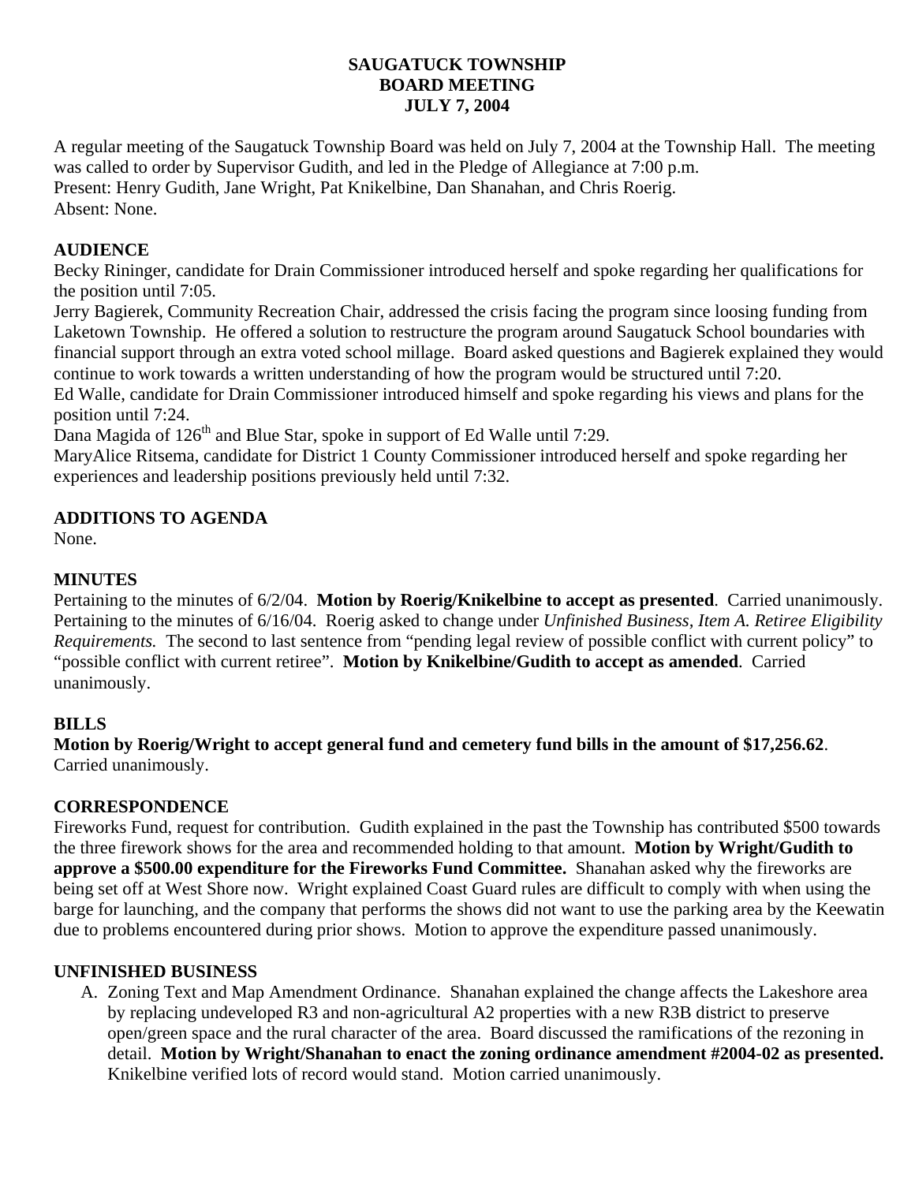# SAUGATUCK TOWNSHIP
## BOARD MEETING
## JULY 7, 2004

A regular meeting of the Saugatuck Township Board was held on July 7, 2004 at the Township Hall. The meeting was called to order by Supervisor Gudith, and led in the Pledge of Allegiance at 7:00 p.m.
Present: Henry Gudith, Jane Wright, Pat Knikelbine, Dan Shanahan, and Chris Roerig.
Absent: None.

**AUDIENCE**

Becky Rininger, candidate for Drain Commissioner introduced herself and spoke regarding her qualifications for the position until 7:05.
Jerry Bagierek, Community Recreation Chair, addressed the crisis facing the program since loosing funding from Laketown Township. He offered a solution to restructure the program around Saugatuck School boundaries with financial support through an extra voted school millage. Board asked questions and Bagierek explained they would continue to work towards a written understanding of how the program would be structured until 7:20.
Ed Walle, candidate for Drain Commissioner introduced himself and spoke regarding his views and plans for the position until 7:24.
Dana Magida of 126th and Blue Star, spoke in support of Ed Walle until 7:29.
MaryAlice Ritsema, candidate for District 1 County Commissioner introduced herself and spoke regarding her experiences and leadership positions previously held until 7:32.

**ADDITIONS TO AGENDA**

None.

**MINUTES**

Pertaining to the minutes of 6/2/04. **Motion by Roerig/Knikelbine to accept as presented**. Carried unanimously.
Pertaining to the minutes of 6/16/04. Roerig asked to change under *Unfinished Business, Item A. Retiree Eligibility Requirements.* The second to last sentence from "pending legal review of possible conflict with current policy" to "possible conflict with current retiree". **Motion by Knikelbine/Gudith to accept as amended**. Carried unanimously.

**BILLS**

**Motion by Roerig/Wright to accept general fund and cemetery fund bills in the amount of $17,256.62**. Carried unanimously.

**CORRESPONDENCE**

Fireworks Fund, request for contribution. Gudith explained in the past the Township has contributed $500 towards the three firework shows for the area and recommended holding to that amount. **Motion by Wright/Gudith to approve a $500.00 expenditure for the Fireworks Fund Committee.** Shanahan asked why the fireworks are being set off at West Shore now. Wright explained Coast Guard rules are difficult to comply with when using the barge for launching, and the company that performs the shows did not want to use the parking area by the Keewatin due to problems encountered during prior shows. Motion to approve the expenditure passed unanimously.

**UNFINISHED BUSINESS**

A. Zoning Text and Map Amendment Ordinance. Shanahan explained the change affects the Lakeshore area by replacing undeveloped R3 and non-agricultural A2 properties with a new R3B district to preserve open/green space and the rural character of the area. Board discussed the ramifications of the rezoning in detail. **Motion by Wright/Shanahan to enact the zoning ordinance amendment #2004-02 as presented.** Knikelbine verified lots of record would stand. Motion carried unanimously.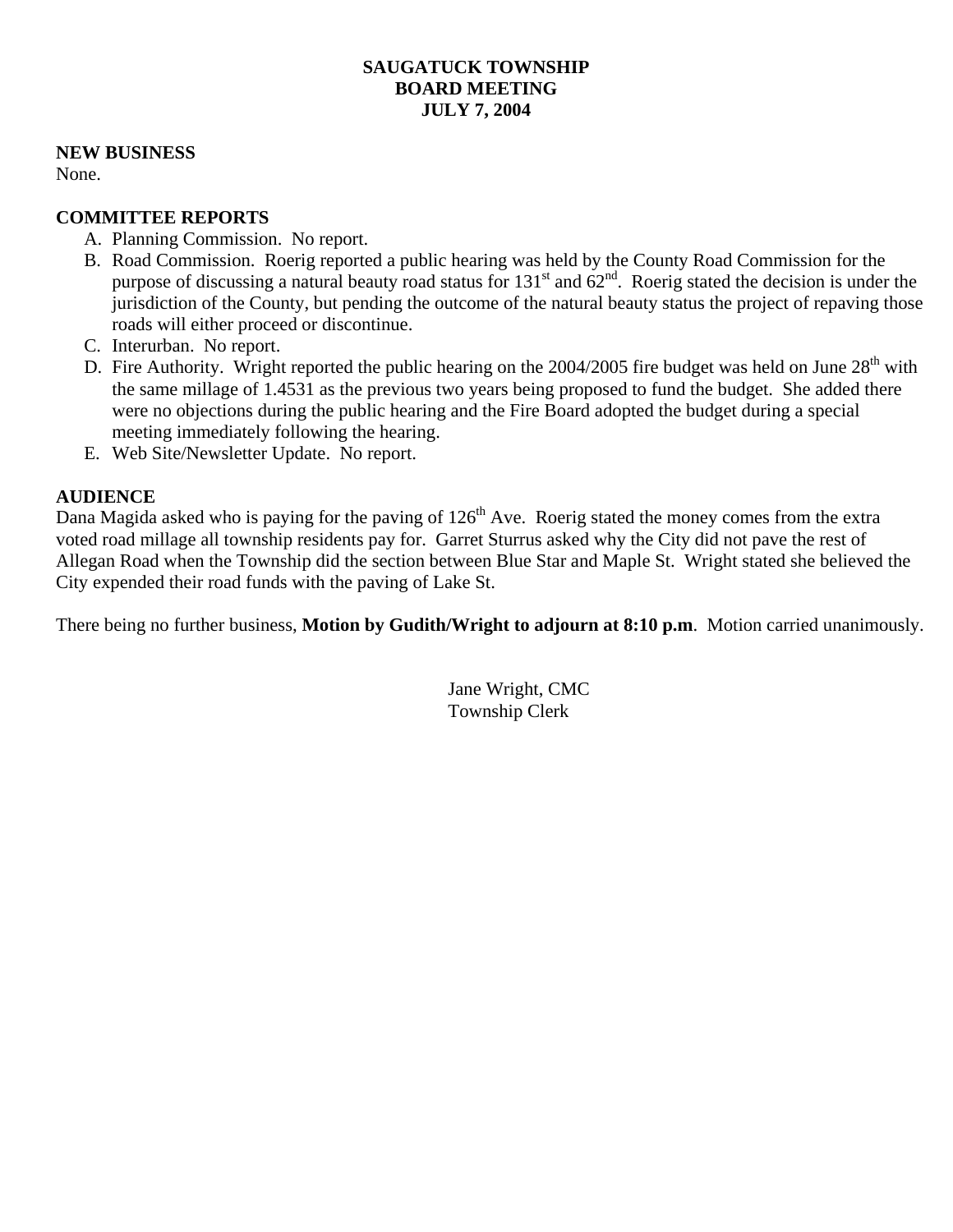# SAUGATUCK TOWNSHIP
# BOARD MEETING
# JULY 7, 2004

**NEW BUSINESS**

None.

**COMMITTEE REPORTS**

A. Planning Commission. No report.
B. Road Commission. Roerig reported a public hearing was held by the County Road Commission for the purpose of discussing a natural beauty road status for 131st and 62nd. Roerig stated the decision is under the jurisdiction of the County, but pending the outcome of the natural beauty status the project of repaving those roads will either proceed or discontinue.
C. Interurban. No report.
D. Fire Authority. Wright reported the public hearing on the 2004/2005 fire budget was held on June 28th with the same millage of 1.4531 as the previous two years being proposed to fund the budget. She added there were no objections during the public hearing and the Fire Board adopted the budget during a special meeting immediately following the hearing.
E. Web Site/Newsletter Update. No report.

**AUDIENCE**

Dana Magida asked who is paying for the paving of 126th Ave. Roerig stated the money comes from the extra voted road millage all township residents pay for. Garret Sturrus asked why the City did not pave the rest of Allegan Road when the Township did the section between Blue Star and Maple St. Wright stated she believed the City expended their road funds with the paving of Lake St.

There being no further business, **Motion by Gudith/Wright to adjourn at 8:10 p.m**. Motion carried unanimously.

Jane Wright, CMC
Township Clerk